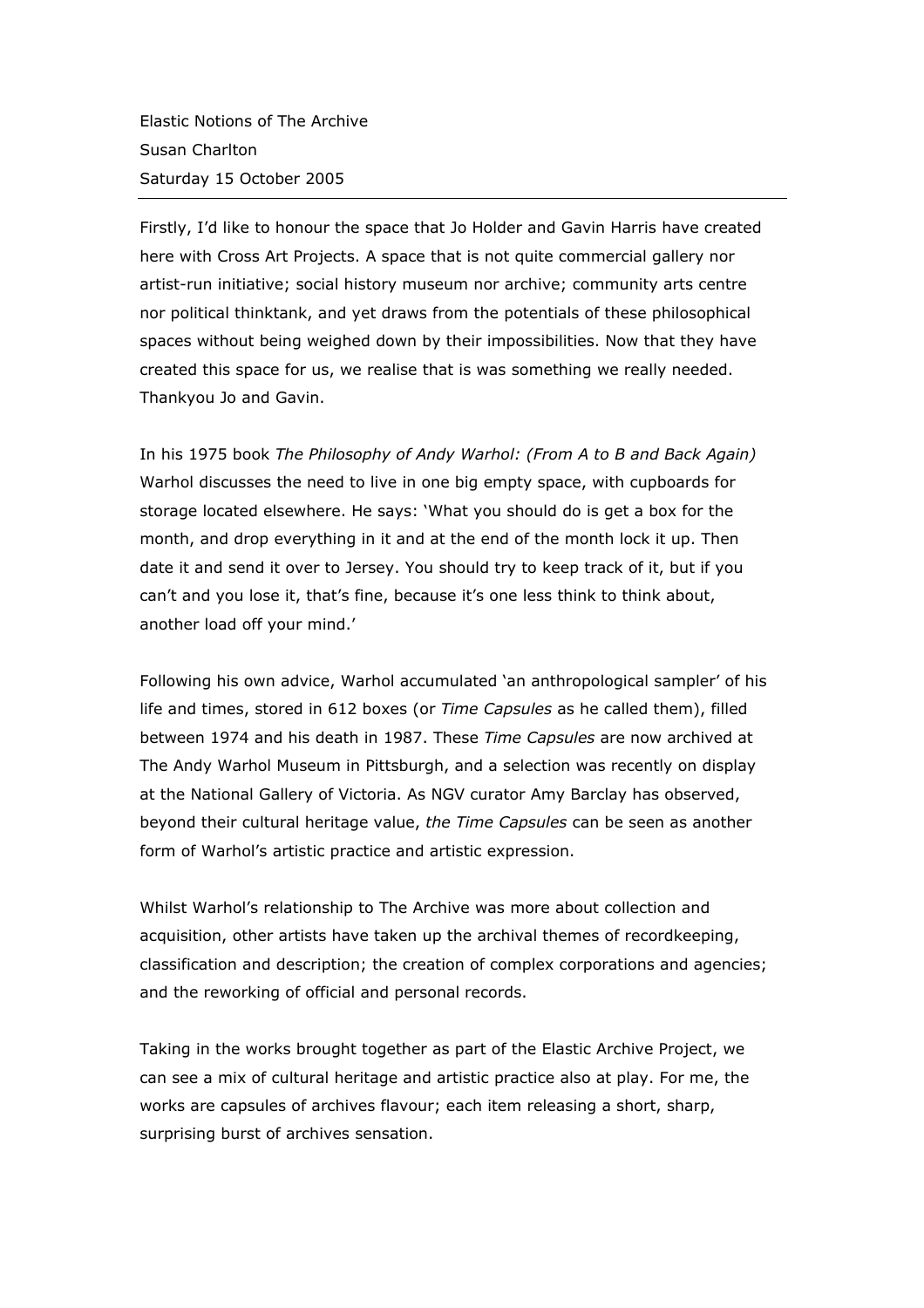Elastic Notions of The Archive
Susan Charlton
Saturday 15 October 2005

---

Firstly, I'd like to honour the space that Jo Holder and Gavin Harris have created here with Cross Art Projects. A space that is not quite commercial gallery nor artist-run initiative; social history museum nor archive; community arts centre nor political thinktank, and yet draws from the potentials of these philosophical spaces without being weighed down by their impossibilities. Now that they have created this space for us, we realise that is was something we really needed. Thankyou Jo and Gavin.

In his 1975 book *The Philosophy of Andy Warhol: (From A to B and Back Again)* Warhol discusses the need to live in one big empty space, with cupboards for storage located elsewhere. He says: 'What you should do is get a box for the month, and drop everything in it and at the end of the month lock it up. Then date it and send it over to Jersey. You should try to keep track of it, but if you can't and you lose it, that's fine, because it's one less think to think about, another load off your mind.'

Following his own advice, Warhol accumulated 'an anthropological sampler' of his life and times, stored in 612 boxes (or *Time Capsules* as he called them), filled between 1974 and his death in 1987. These *Time Capsules* are now archived at The Andy Warhol Museum in Pittsburgh, and a selection was recently on display at the National Gallery of Victoria. As NGV curator Amy Barclay has observed, beyond their cultural heritage value, *the Time Capsules* can be seen as another form of Warhol's artistic practice and artistic expression.

Whilst Warhol's relationship to The Archive was more about collection and acquisition, other artists have taken up the archival themes of recordkeeping, classification and description; the creation of complex corporations and agencies; and the reworking of official and personal records.

Taking in the works brought together as part of the Elastic Archive Project, we can see a mix of cultural heritage and artistic practice also at play. For me, the works are capsules of archives flavour; each item releasing a short, sharp, surprising burst of archives sensation.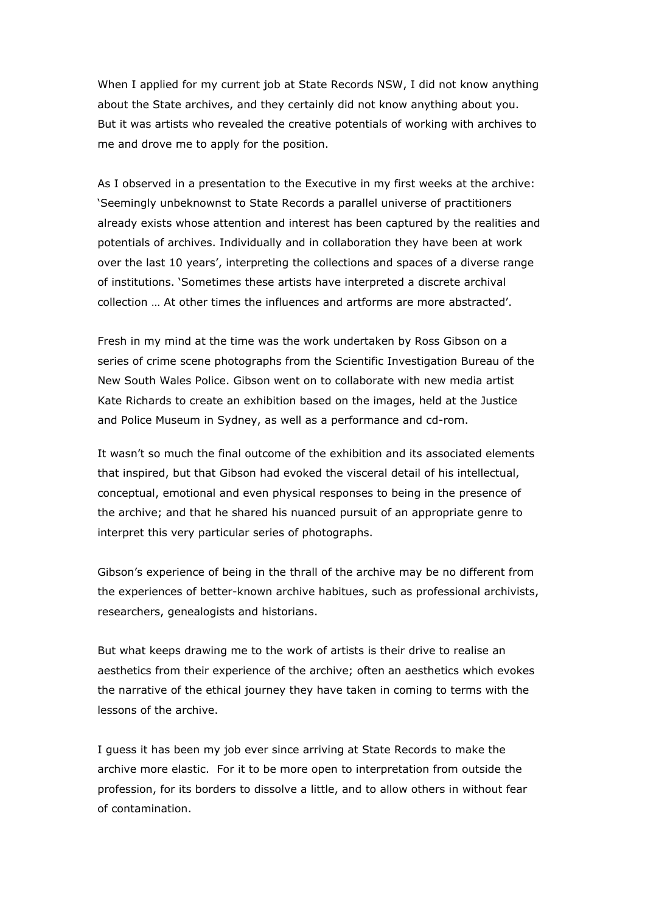When I applied for my current job at State Records NSW, I did not know anything about the State archives, and they certainly did not know anything about you. But it was artists who revealed the creative potentials of working with archives to me and drove me to apply for the position.

As I observed in a presentation to the Executive in my first weeks at the archive: 'Seemingly unbeknownst to State Records a parallel universe of practitioners already exists whose attention and interest has been captured by the realities and potentials of archives. Individually and in collaboration they have been at work over the last 10 years', interpreting the collections and spaces of a diverse range of institutions. 'Sometimes these artists have interpreted a discrete archival collection … At other times the influences and artforms are more abstracted'.

Fresh in my mind at the time was the work undertaken by Ross Gibson on a series of crime scene photographs from the Scientific Investigation Bureau of the New South Wales Police. Gibson went on to collaborate with new media artist Kate Richards to create an exhibition based on the images, held at the Justice and Police Museum in Sydney, as well as a performance and cd-rom.

It wasn't so much the final outcome of the exhibition and its associated elements that inspired, but that Gibson had evoked the visceral detail of his intellectual, conceptual, emotional and even physical responses to being in the presence of the archive; and that he shared his nuanced pursuit of an appropriate genre to interpret this very particular series of photographs.

Gibson's experience of being in the thrall of the archive may be no different from the experiences of better-known archive habitues, such as professional archivists, researchers, genealogists and historians.

But what keeps drawing me to the work of artists is their drive to realise an aesthetics from their experience of the archive; often an aesthetics which evokes the narrative of the ethical journey they have taken in coming to terms with the lessons of the archive.

I guess it has been my job ever since arriving at State Records to make the archive more elastic. For it to be more open to interpretation from outside the profession, for its borders to dissolve a little, and to allow others in without fear of contamination.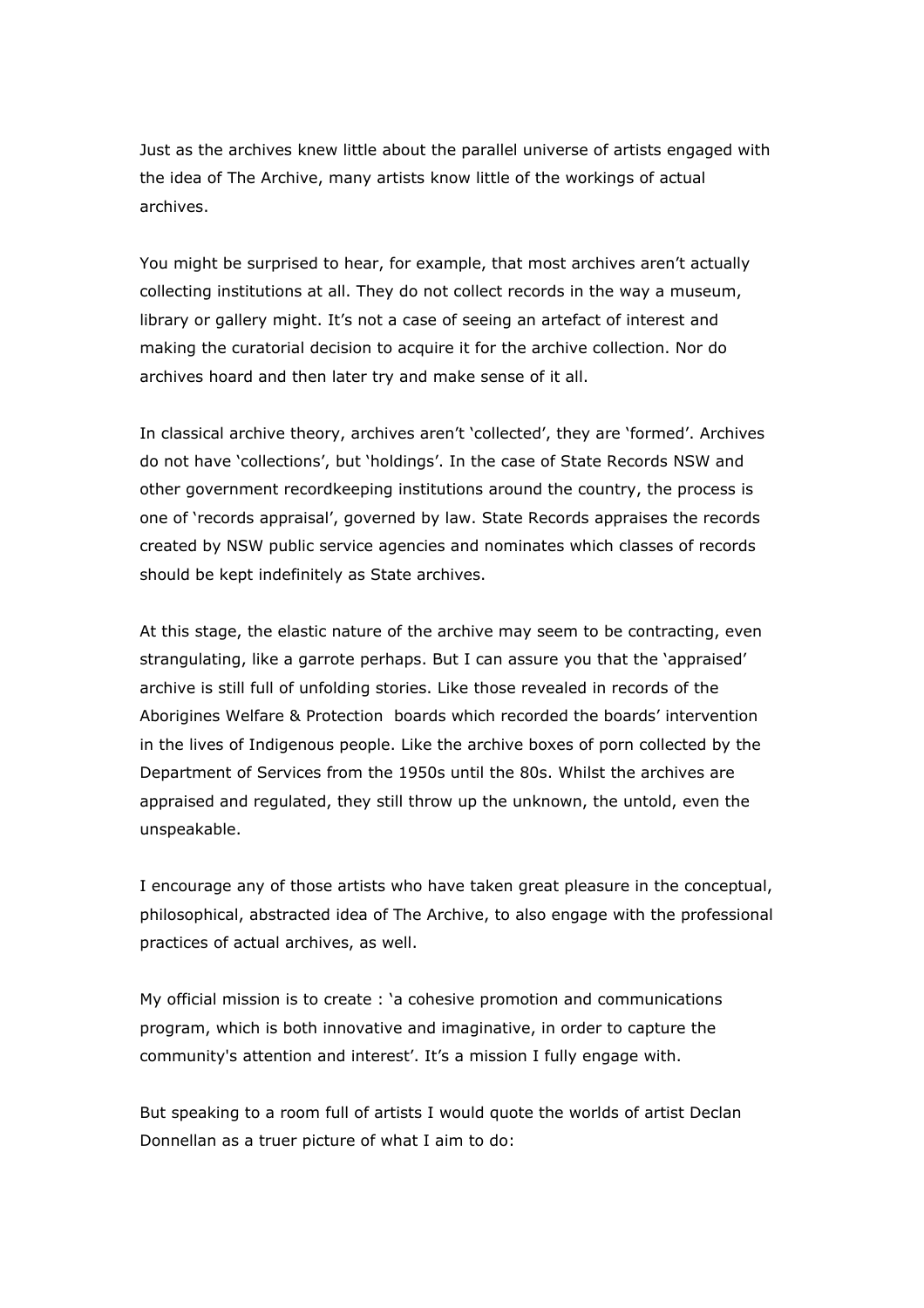Just as the archives knew little about the parallel universe of artists engaged with the idea of The Archive, many artists know little of the workings of actual archives.

You might be surprised to hear, for example, that most archives aren't actually collecting institutions at all. They do not collect records in the way a museum, library or gallery might. It's not a case of seeing an artefact of interest and making the curatorial decision to acquire it for the archive collection. Nor do archives hoard and then later try and make sense of it all.

In classical archive theory, archives aren't 'collected', they are 'formed'. Archives do not have 'collections', but 'holdings'. In the case of State Records NSW and other government recordkeeping institutions around the country, the process is one of 'records appraisal', governed by law. State Records appraises the records created by NSW public service agencies and nominates which classes of records should be kept indefinitely as State archives.

At this stage, the elastic nature of the archive may seem to be contracting, even strangulating, like a garrote perhaps. But I can assure you that the 'appraised' archive is still full of unfolding stories. Like those revealed in records of the Aborigines Welfare & Protection boards which recorded the boards' intervention in the lives of Indigenous people. Like the archive boxes of porn collected by the Department of Services from the 1950s until the 80s. Whilst the archives are appraised and regulated, they still throw up the unknown, the untold, even the unspeakable.

I encourage any of those artists who have taken great pleasure in the conceptual, philosophical, abstracted idea of The Archive, to also engage with the professional practices of actual archives, as well.

My official mission is to create : 'a cohesive promotion and communications program, which is both innovative and imaginative, in order to capture the community's attention and interest'. It's a mission I fully engage with.

But speaking to a room full of artists I would quote the worlds of artist Declan Donnellan as a truer picture of what I aim to do: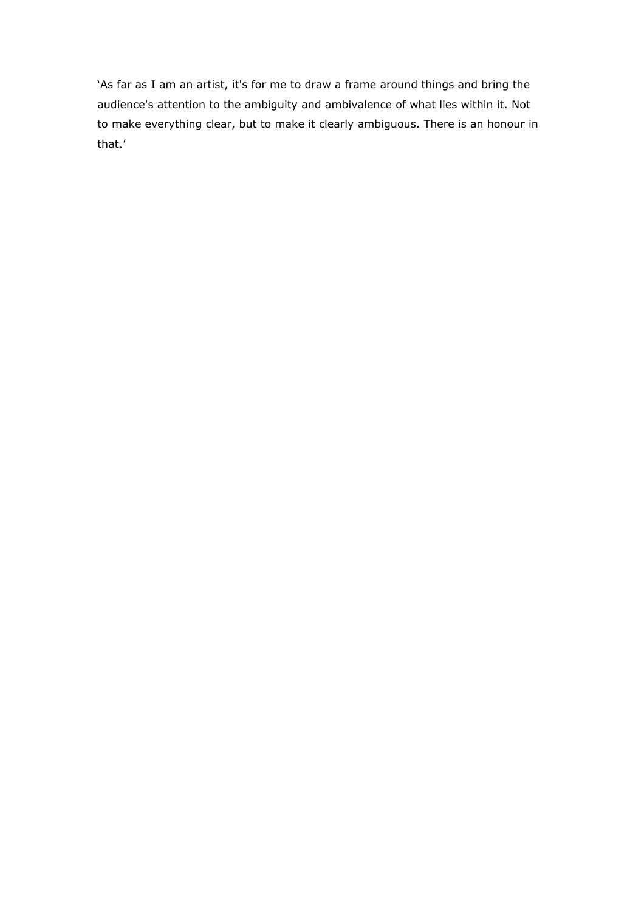'As far as I am an artist, it's for me to draw a frame around things and bring the audience's attention to the ambiguity and ambivalence of what lies within it. Not to make everything clear, but to make it clearly ambiguous. There is an honour in that.'